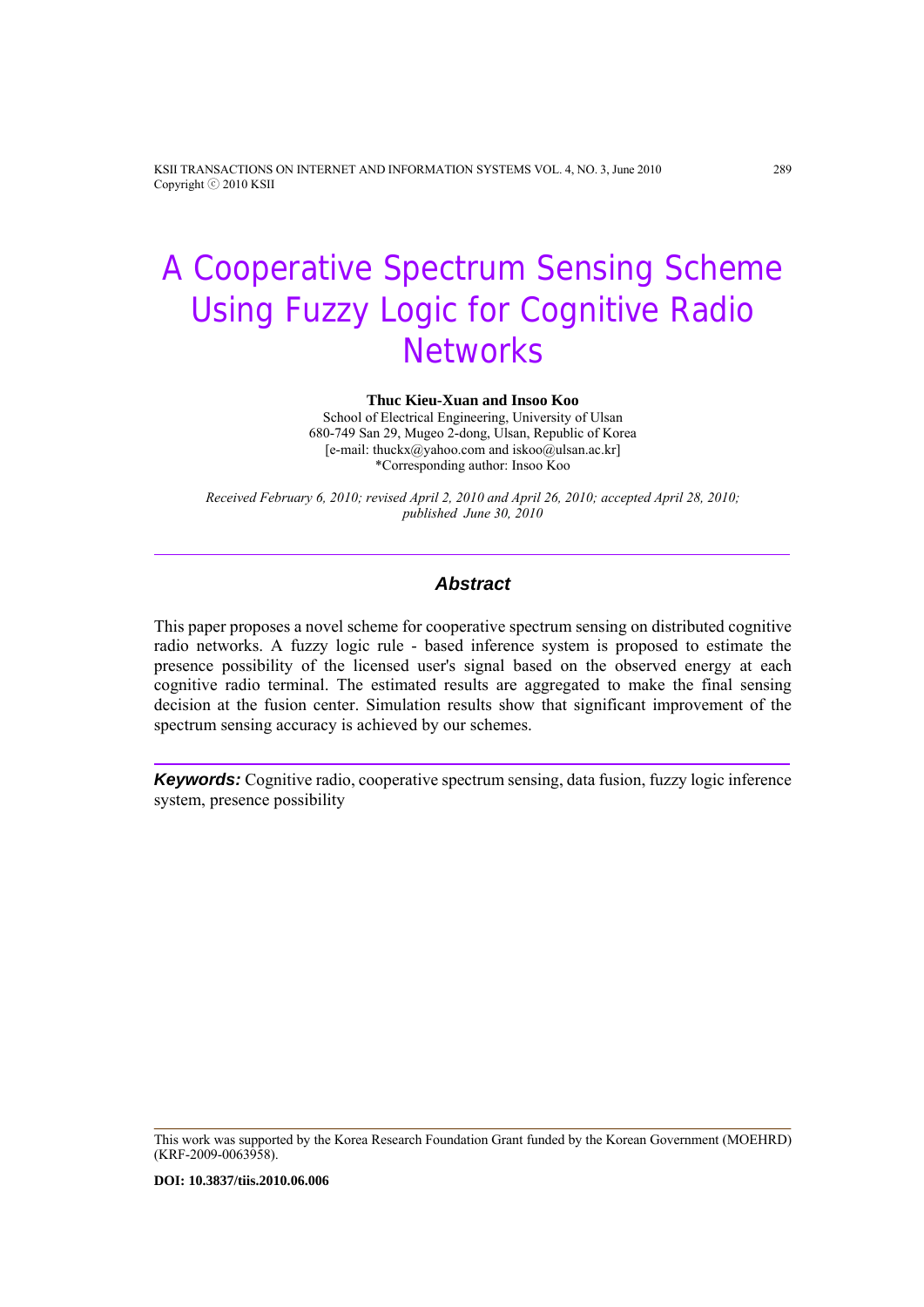# A Cooperative Spectrum Sensing Scheme Using Fuzzy Logic for Cognitive Radio Networks

**Thuc Kieu-Xuan and Insoo Koo**

School of Electrical Engineering, University of Ulsan
680-749 San 29, Mugeo 2-dong, Ulsan, Republic of Korea
[e-mail: thuckx@yahoo.com and iskoo@ulsan.ac.kr]
*Corresponding author: Insoo Koo

*Received February 6, 2010; revised April 2, 2010 and April 26, 2010; accepted April 28, 2010; published June 30, 2010*

---

### *Abstract*

This paper proposes a novel scheme for cooperative spectrum sensing on distributed cognitive radio networks. A fuzzy logic rule - based inference system is proposed to estimate the presence possibility of the licensed user's signal based on the observed energy at each cognitive radio terminal. The estimated results are aggregated to make the final sensing decision at the fusion center. Simulation results show that significant improvement of the spectrum sensing accuracy is achieved by our schemes.

---

***Keywords:*** Cognitive radio, cooperative spectrum sensing, data fusion, fuzzy logic inference system, presence possibility

---

This work was supported by the Korea Research Foundation Grant funded by the Korean Government (MOEHRD) (KRF-2009-0063958).

**DOI: 10.3837/tiis.2010.06.006**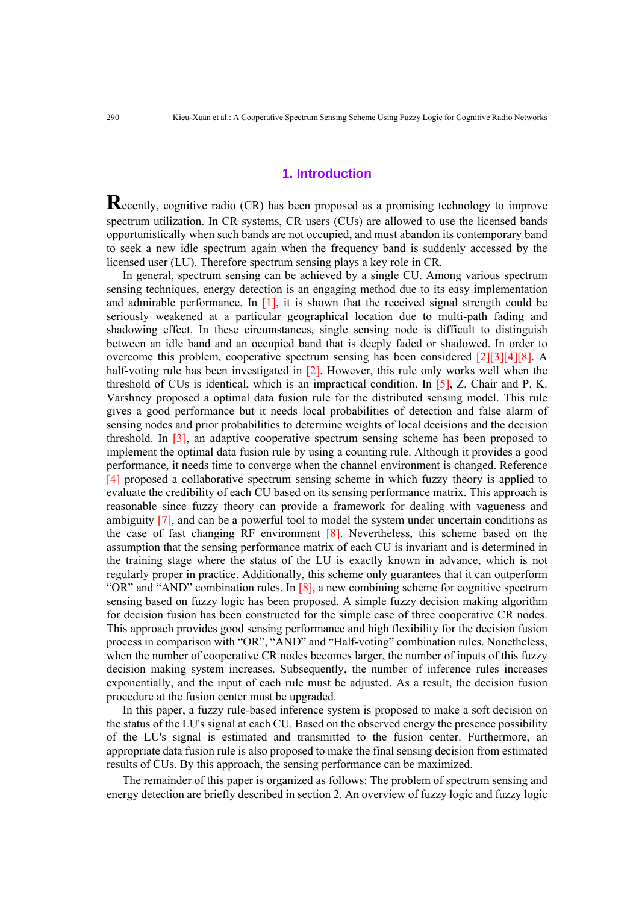## 1. Introduction

Recently, cognitive radio (CR) has been proposed as a promising technology to improve spectrum utilization. In CR systems, CR users (CUs) are allowed to use the licensed bands opportunistically when such bands are not occupied, and must abandon its contemporary band to seek a new idle spectrum again when the frequency band is suddenly accessed by the licensed user (LU). Therefore spectrum sensing plays a key role in CR.

In general, spectrum sensing can be achieved by a single CU. Among various spectrum sensing techniques, energy detection is an engaging method due to its easy implementation and admirable performance. In [1], it is shown that the received signal strength could be seriously weakened at a particular geographical location due to multi-path fading and shadowing effect. In these circumstances, single sensing node is difficult to distinguish between an idle band and an occupied band that is deeply faded or shadowed. In order to overcome this problem, cooperative spectrum sensing has been considered [2][3][4][8]. A half-voting rule has been investigated in [2]. However, this rule only works well when the threshold of CUs is identical, which is an impractical condition. In [5], Z. Chair and P. K. Varshney proposed a optimal data fusion rule for the distributed sensing model. This rule gives a good performance but it needs local probabilities of detection and false alarm of sensing nodes and prior probabilities to determine weights of local decisions and the decision threshold. In [3], an adaptive cooperative spectrum sensing scheme has been proposed to implement the optimal data fusion rule by using a counting rule. Although it provides a good performance, it needs time to converge when the channel environment is changed. Reference [4] proposed a collaborative spectrum sensing scheme in which fuzzy theory is applied to evaluate the credibility of each CU based on its sensing performance matrix. This approach is reasonable since fuzzy theory can provide a framework for dealing with vagueness and ambiguity [7], and can be a powerful tool to model the system under uncertain conditions as the case of fast changing RF environment [8]. Nevertheless, this scheme based on the assumption that the sensing performance matrix of each CU is invariant and is determined in the training stage where the status of the LU is exactly known in advance, which is not regularly proper in practice. Additionally, this scheme only guarantees that it can outperform "OR" and "AND" combination rules. In [8], a new combining scheme for cognitive spectrum sensing based on fuzzy logic has been proposed. A simple fuzzy decision making algorithm for decision fusion has been constructed for the simple case of three cooperative CR nodes. This approach provides good sensing performance and high flexibility for the decision fusion process in comparison with "OR", "AND" and "Half-voting" combination rules. Nonetheless, when the number of cooperative CR nodes becomes larger, the number of inputs of this fuzzy decision making system increases. Subsequently, the number of inference rules increases exponentially, and the input of each rule must be adjusted. As a result, the decision fusion procedure at the fusion center must be upgraded.

In this paper, a fuzzy rule-based inference system is proposed to make a soft decision on the status of the LU's signal at each CU. Based on the observed energy the presence possibility of the LU's signal is estimated and transmitted to the fusion center. Furthermore, an appropriate data fusion rule is also proposed to make the final sensing decision from estimated results of CUs. By this approach, the sensing performance can be maximized.

The remainder of this paper is organized as follows: The problem of spectrum sensing and energy detection are briefly described in section 2. An overview of fuzzy logic and fuzzy logic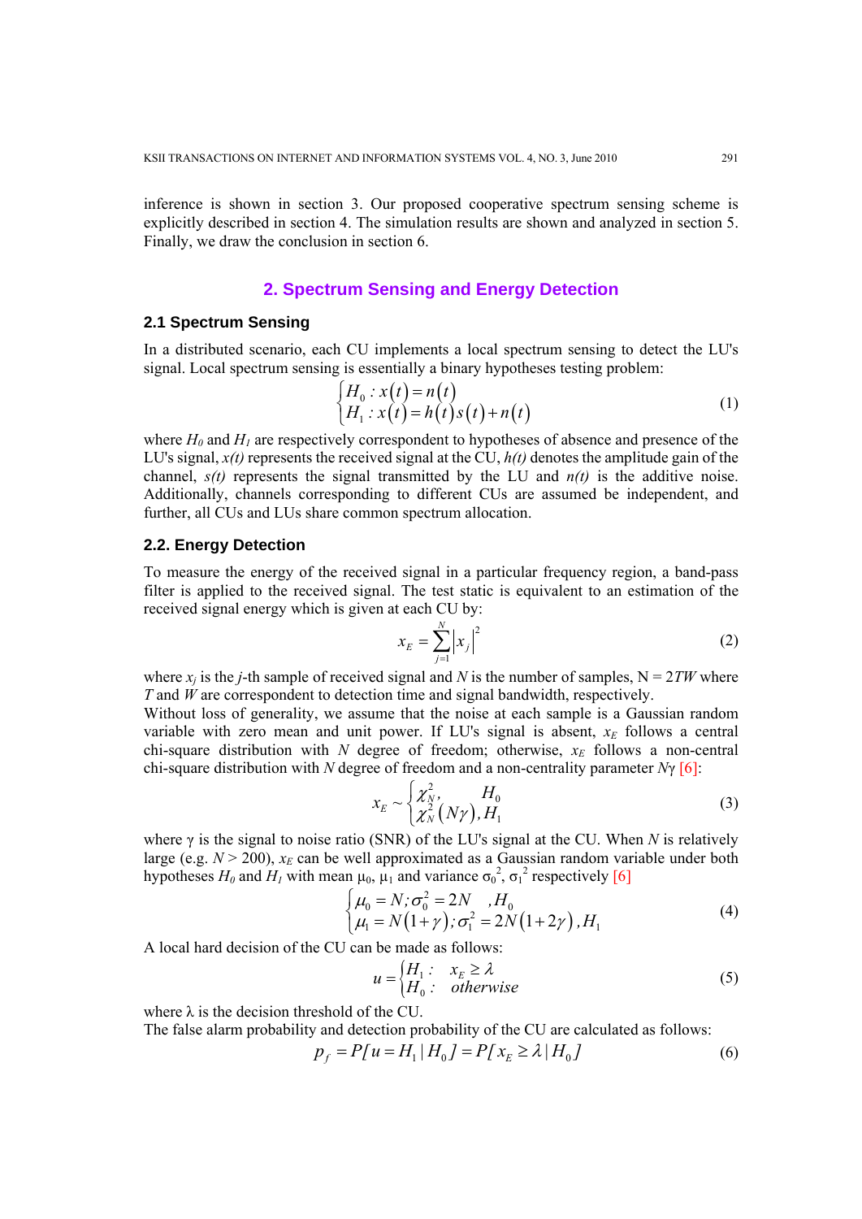inference is shown in section 3. Our proposed cooperative spectrum sensing scheme is explicitly described in section 4. The simulation results are shown and analyzed in section 5. Finally, we draw the conclusion in section 6.

## 2. Spectrum Sensing and Energy Detection

### 2.1 Spectrum Sensing

In a distributed scenario, each CU implements a local spectrum sensing to detect the LU's signal. Local spectrum sensing is essentially a binary hypotheses testing problem:

$$\begin{cases} H_0 : x(t) = n(t) \\ H_1 : x(t) = h(t)s(t) + n(t) \end{cases} \tag{1}$$

where $H_0$ and $H_1$ are respectively correspondent to hypotheses of absence and presence of the LU's signal, $x(t)$ represents the received signal at the CU, $h(t)$ denotes the amplitude gain of the channel, $s(t)$ represents the signal transmitted by the LU and $n(t)$ is the additive noise. Additionally, channels corresponding to different CUs are assumed be independent, and further, all CUs and LUs share common spectrum allocation.

### 2.2. Energy Detection

To measure the energy of the received signal in a particular frequency region, a band-pass filter is applied to the received signal. The test static is equivalent to an estimation of the received signal energy which is given at each CU by:

$$x_E = \sum_{j=1}^{N} \left| x_j \right|^2 \tag{2}$$

where $x_j$ is the $j$-th sample of received signal and $N$ is the number of samples, $N = 2TW$ where $T$ and $W$ are correspondent to detection time and signal bandwidth, respectively.

Without loss of generality, we assume that the noise at each sample is a Gaussian random variable with zero mean and unit power. If LU's signal is absent, $x_E$ follows a central chi-square distribution with $N$ degree of freedom; otherwise, $x_E$ follows a non-central chi-square distribution with $N$ degree of freedom and a non-centrality parameter $N\gamma$ [6]:

$$x_E \sim \begin{cases} \chi_N^2, & H_0 \\ \chi_N^2(N\gamma), & H_1 \end{cases} \tag{3}$$

where $\gamma$ is the signal to noise ratio (SNR) of the LU's signal at the CU. When $N$ is relatively large (e.g. $N > 200$), $x_E$ can be well approximated as a Gaussian random variable under both hypotheses $H_0$ and $H_1$ with mean $\mu_0$, $\mu_1$ and variance $\sigma_0^2$, $\sigma_1^2$ respectively [6]

$$\begin{cases} \mu_0 = N; \sigma_0^2 = 2N & , H_0 \\ \mu_1 = N(1+\gamma); \sigma_1^2 = 2N(1+2\gamma), & H_1 \end{cases} \tag{4}$$

A local hard decision of the CU can be made as follows:

$$u = \begin{cases} H_1 : & x_E \geq \lambda \\ H_0 : & otherwise \end{cases} \tag{5}$$

where $\lambda$ is the decision threshold of the CU.

The false alarm probability and detection probability of the CU are calculated as follows:

$$p_f = P[u = H_1 \mid H_0] = P[x_E \geq \lambda \mid H_0] \tag{6}$$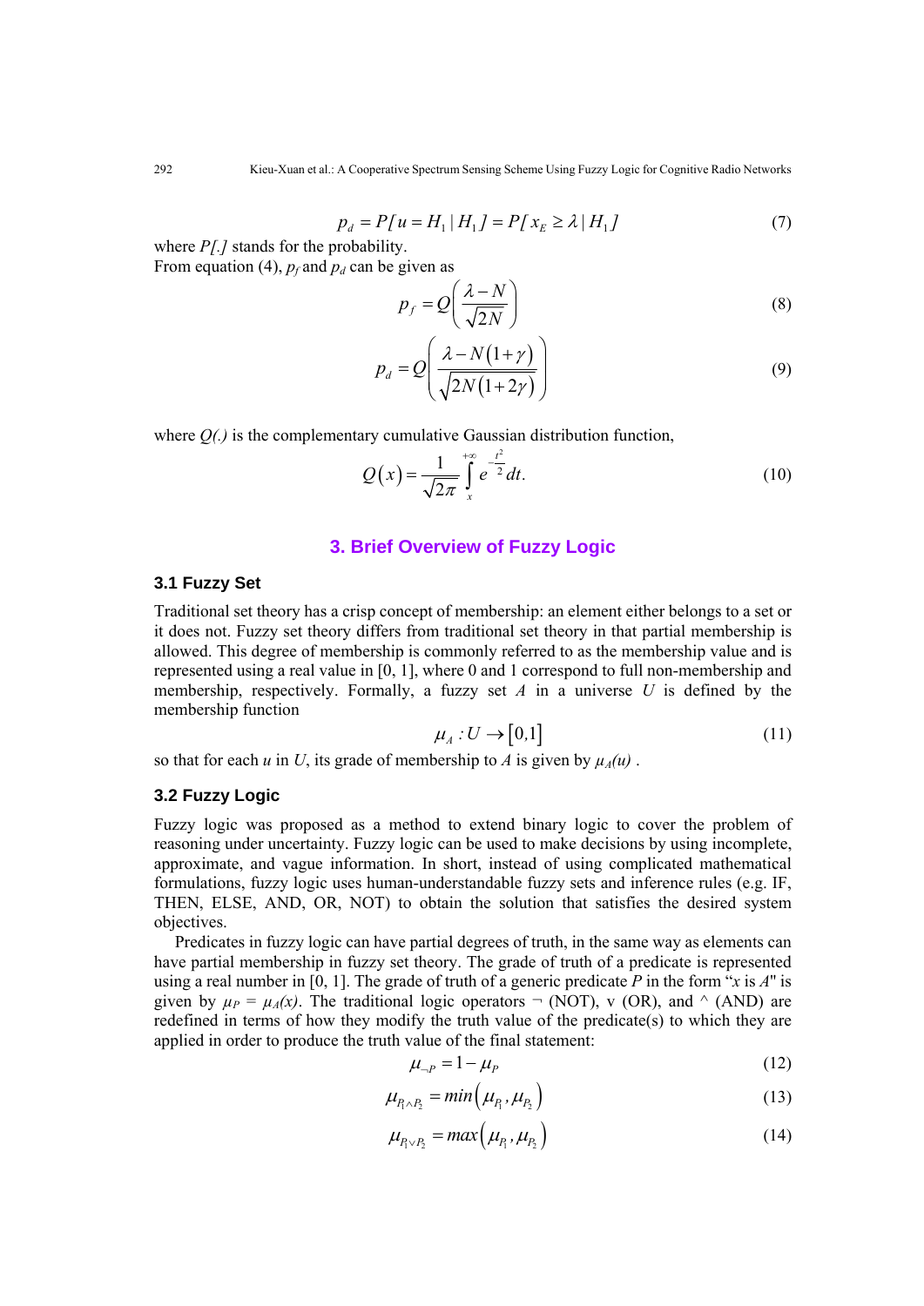$$p_d = P[u = H_1 \mid H_1] = P[x_E \geq \lambda \mid H_1] \tag{7}$$

where $P[.]$ stands for the probability.

From equation (4), $p_f$ and $p_d$ can be given as

$$p_f = Q\left(\frac{\lambda - N}{\sqrt{2N}}\right) \tag{8}$$

$$p_d = Q\left(\frac{\lambda - N(1+\gamma)}{\sqrt{2N(1+2\gamma)}}\right) \tag{9}$$

where $Q(.)$ is the complementary cumulative Gaussian distribution function,

$$Q(x) = \frac{1}{\sqrt{2\pi}} \int_{x}^{+\infty} e^{-\frac{t^2}{2}} dt. \tag{10}$$

## 3. Brief Overview of Fuzzy Logic

### 3.1 Fuzzy Set

Traditional set theory has a crisp concept of membership: an element either belongs to a set or it does not. Fuzzy set theory differs from traditional set theory in that partial membership is allowed. This degree of membership is commonly referred to as the membership value and is represented using a real value in [0, 1], where 0 and 1 correspond to full non-membership and membership, respectively. Formally, a fuzzy set $A$ in a universe $U$ is defined by the membership function

$$\mu_A : U \rightarrow [0,1] \tag{11}$$

so that for each $u$ in $U$, its grade of membership to $A$ is given by $\mu_A(u)$.

### 3.2 Fuzzy Logic

Fuzzy logic was proposed as a method to extend binary logic to cover the problem of reasoning under uncertainty. Fuzzy logic can be used to make decisions by using incomplete, approximate, and vague information. In short, instead of using complicated mathematical formulations, fuzzy logic uses human-understandable fuzzy sets and inference rules (e.g. IF, THEN, ELSE, AND, OR, NOT) to obtain the solution that satisfies the desired system objectives.

Predicates in fuzzy logic can have partial degrees of truth, in the same way as elements can have partial membership in fuzzy set theory. The grade of truth of a predicate is represented using a real number in [0, 1]. The grade of truth of a generic predicate $P$ in the form "$x$ is $A$" is given by $\mu_P = \mu_A(x)$. The traditional logic operators $\neg$ (NOT), $\vee$ (OR), and $\wedge$ (AND) are redefined in terms of how they modify the truth value of the predicate(s) to which they are applied in order to produce the truth value of the final statement:

$$\mu_{\neg P} = 1 - \mu_P \tag{12}$$

$$\mu_{P_1 \wedge P_2} = min\left(\mu_{P_1}, \mu_{P_2}\right) \tag{13}$$

$$\mu_{P_1 \vee P_2} = max\left(\mu_{P_1}, \mu_{P_2}\right) \tag{14}$$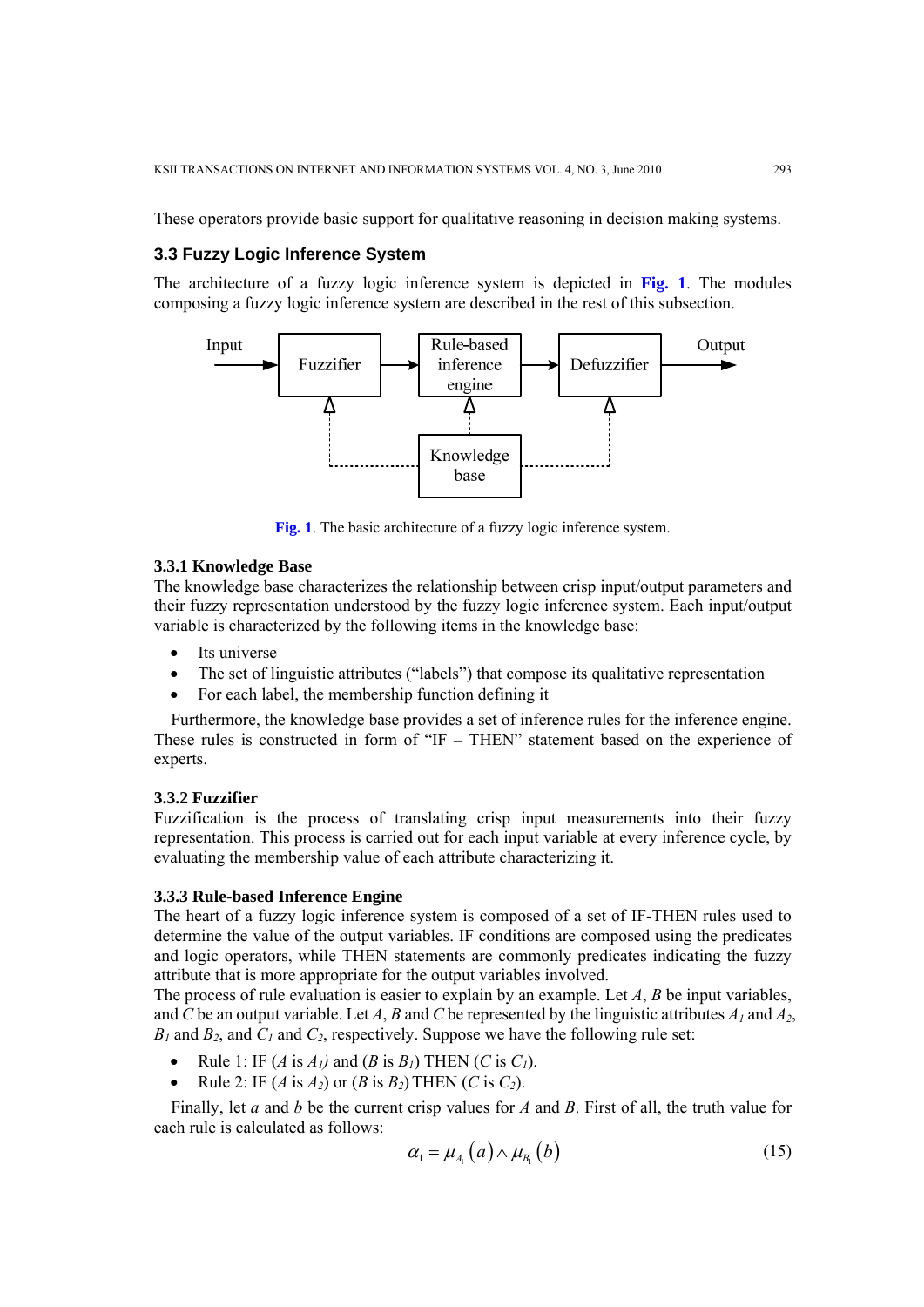These operators provide basic support for qualitative reasoning in decision making systems.

### 3.3 Fuzzy Logic Inference System

The architecture of a fuzzy logic inference system is depicted in **Fig. 1**. The modules composing a fuzzy logic inference system are described in the rest of this subsection.

**Fig. 1**. The basic architecture of a fuzzy logic inference system.

#### 3.3.1 Knowledge Base

The knowledge base characterizes the relationship between crisp input/output parameters and their fuzzy representation understood by the fuzzy logic inference system. Each input/output variable is characterized by the following items in the knowledge base:

- Its universe
- The set of linguistic attributes ("labels") that compose its qualitative representation
- For each label, the membership function defining it

Furthermore, the knowledge base provides a set of inference rules for the inference engine. These rules is constructed in form of "IF – THEN" statement based on the experience of experts.

#### 3.3.2 Fuzzifier

Fuzzification is the process of translating crisp input measurements into their fuzzy representation. This process is carried out for each input variable at every inference cycle, by evaluating the membership value of each attribute characterizing it.

#### 3.3.3 Rule-based Inference Engine

The heart of a fuzzy logic inference system is composed of a set of IF-THEN rules used to determine the value of the output variables. IF conditions are composed using the predicates and logic operators, while THEN statements are commonly predicates indicating the fuzzy attribute that is more appropriate for the output variables involved.

The process of rule evaluation is easier to explain by an example. Let $A$, $B$ be input variables, and $C$ be an output variable. Let $A$, $B$ and $C$ be represented by the linguistic attributes $A_1$ and $A_2$, $B_1$ and $B_2$, and $C_1$ and $C_2$, respectively. Suppose we have the following rule set:

- Rule 1: IF ($A$ is $A_1$) and ($B$ is $B_1$) THEN ($C$ is $C_1$).
- Rule 2: IF ($A$ is $A_2$) or ($B$ is $B_2$) THEN ($C$ is $C_2$).

Finally, let $a$ and $b$ be the current crisp values for $A$ and $B$. First of all, the truth value for each rule is calculated as follows:

$$\alpha_1 = \mu_{A_1}(a) \wedge \mu_{B_1}(b) \tag{15}$$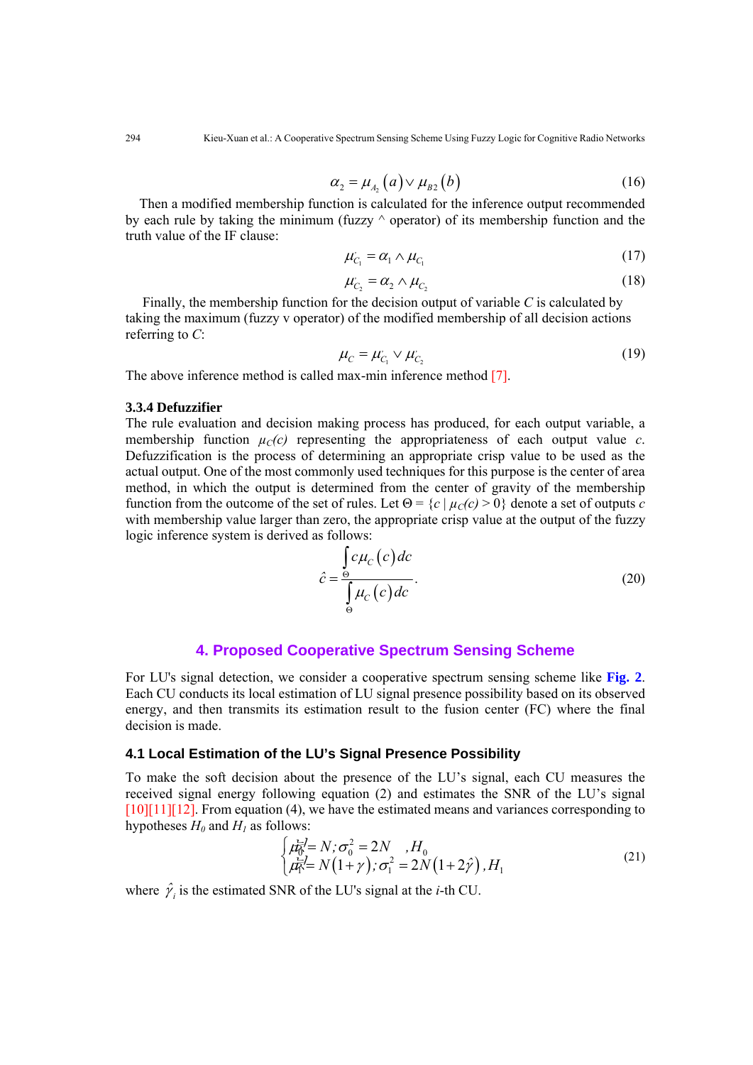$$\alpha_2 = \mu_{A_2}(a) \vee \mu_{B2}(b) \tag{16}$$

Then a modified membership function is calculated for the inference output recommended by each rule by taking the minimum (fuzzy ^ operator) of its membership function and the truth value of the IF clause:

$$\mu'_{C_1} = \alpha_1 \wedge \mu_{C_1} \tag{17}$$

$$\mu'_{C_2} = \alpha_2 \wedge \mu_{C_2} \tag{18}$$

Finally, the membership function for the decision output of variable $C$ is calculated by taking the maximum (fuzzy v operator) of the modified membership of all decision actions referring to $C$:

$$\mu_C = \mu'_{C_1} \vee \mu'_{C_2} \tag{19}$$

The above inference method is called max-min inference method [7].

### 3.3.4 Defuzzifier

The rule evaluation and decision making process has produced, for each output variable, a membership function $\mu_C(c)$ representing the appropriateness of each output value $c$. Defuzzification is the process of determining an appropriate crisp value to be used as the actual output. One of the most commonly used techniques for this purpose is the center of area method, in which the output is determined from the center of gravity of the membership function from the outcome of the set of rules. Let $\Theta = \{c \mid \mu_C(c) > 0\}$ denote a set of outputs $c$ with membership value larger than zero, the appropriate crisp value at the output of the fuzzy logic inference system is derived as follows:

$$\hat{c} = \frac{\int_{\Theta} c\mu_C(c)\,dc}{\int_{\Theta} \mu_C(c)\,dc}. \tag{20}$$

## 4. Proposed Cooperative Spectrum Sensing Scheme

For LU's signal detection, we consider a cooperative spectrum sensing scheme like **Fig. 2**. Each CU conducts its local estimation of LU signal presence possibility based on its observed energy, and then transmits its estimation result to the fusion center (FC) where the final decision is made.

### 4.1 Local Estimation of the LU's Signal Presence Possibility

To make the soft decision about the presence of the LU's signal, each CU measures the received signal energy following equation (2) and estimates the SNR of the LU's signal [10][11][12]. From equation (4), we have the estimated means and variances corresponding to hypotheses $H_0$ and $H_1$ as follows:

$$\begin{cases} \hat{\mu}_0 = N; \sigma_0^2 = 2N & , H_0 \\ \hat{\mu}_1 = N(1+\gamma); \sigma_1^2 = 2N(1+2\hat{\gamma}) & , H_1 \end{cases} \tag{21}$$

where $\hat{\gamma}_i$ is the estimated SNR of the LU's signal at the $i$-th CU.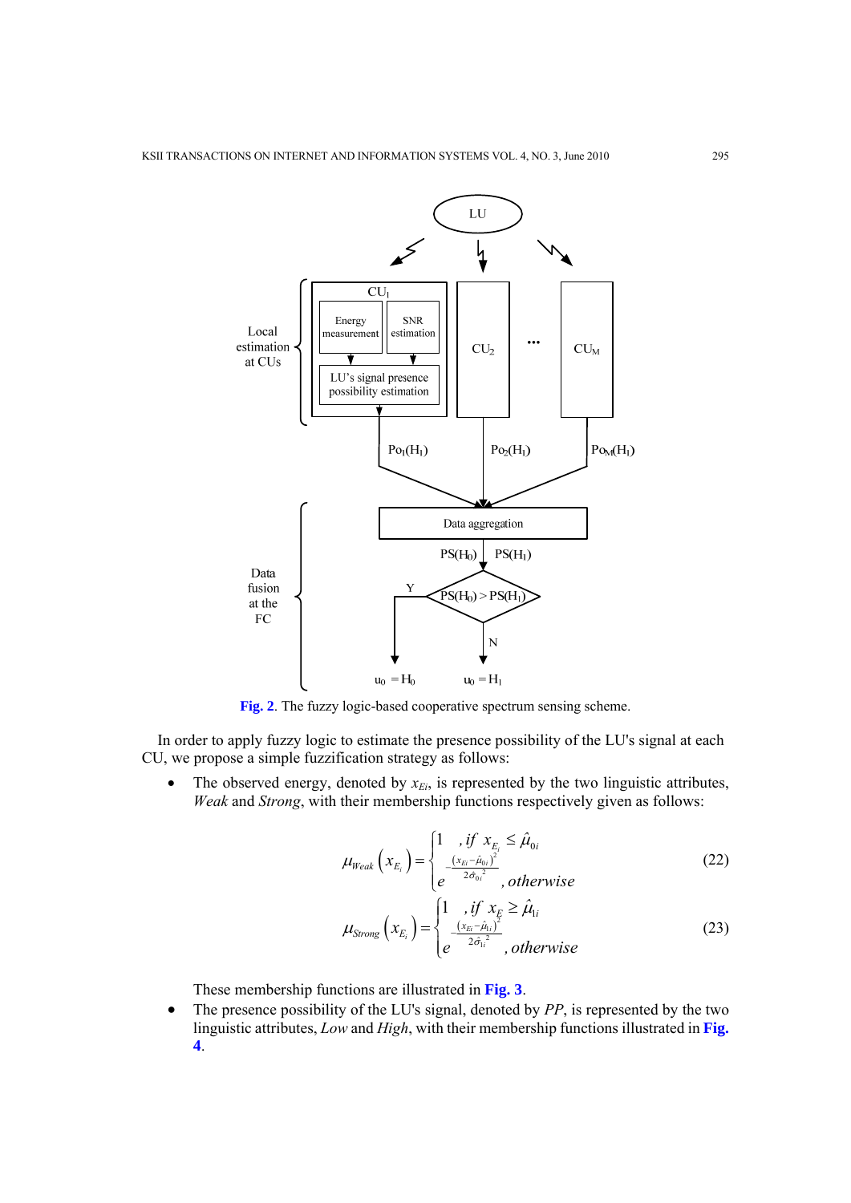**Fig. 2**. The fuzzy logic-based cooperative spectrum sensing scheme.

In order to apply fuzzy logic to estimate the presence possibility of the LU's signal at each CU, we propose a simple fuzzification strategy as follows:

- The observed energy, denoted by $x_{Ei}$, is represented by the two linguistic attributes, *Weak* and *Strong*, with their membership functions respectively given as follows:

$$\mu_{Weak}\left(x_{E_i}\right) = \begin{cases} 1 & , if\ x_{E_i} \le \hat{\mu}_{0i} \\ e^{-\frac{(x_{Ei}-\hat{\mu}_{0i})^2}{2\hat{\sigma}_{0i}^2}} & , otherwise \end{cases} \tag{22}$$

$$\mu_{Strong}\left(x_{E_i}\right) = \begin{cases} 1 & , if\ x_{E_i} \ge \hat{\mu}_{1i} \\ e^{-\frac{(x_{Ei}-\hat{\mu}_{1i})^2}{2\hat{\sigma}_{1i}^2}} & , otherwise \end{cases} \tag{23}$$

  These membership functions are illustrated in **Fig. 3**.

- The presence possibility of the LU's signal, denoted by *PP*, is represented by the two linguistic attributes, *Low* and *High*, with their membership functions illustrated in **Fig. 4**.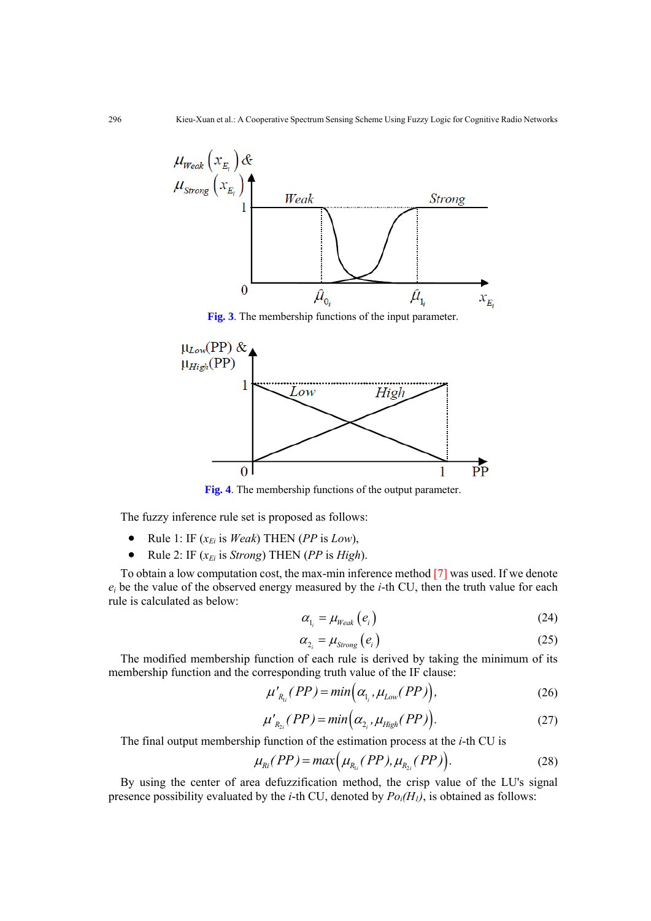Fig. 3. The membership functions of the input parameter.

Fig. 4. The membership functions of the output parameter.

The fuzzy inference rule set is proposed as follows:

- Rule 1: IF ($x_{Ei}$ is *Weak*) THEN (*PP* is *Low*),
- Rule 2: IF ($x_{Ei}$ is *Strong*) THEN (*PP* is *High*).

To obtain a low computation cost, the max-min inference method [7] was used. If we denote $e_i$ be the value of the observed energy measured by the *i*-th CU, then the truth value for each rule is calculated as below:

$$\alpha_{1_i} = \mu_{Weak}\left(e_i\right) \tag{24}$$

$$\alpha_{2_i} = \mu_{Strong}\left(e_i\right) \tag{25}$$

The modified membership function of each rule is derived by taking the minimum of its membership function and the corresponding truth value of the IF clause:

$$\mu'_{R_{1i}}(PP) = min\left(\alpha_{1_i}, \mu_{Low}(PP)\right), \tag{26}$$

$$\mu'_{R_{2i}}(PP) = min\left(\alpha_{2_i}, \mu_{High}(PP)\right). \tag{27}$$

The final output membership function of the estimation process at the *i*-th CU is

$$\mu_{Ri}(PP) = max\left(\mu_{R_{1i}}(PP), \mu_{R_{2i}}(PP)\right). \tag{28}$$

By using the center of area defuzzification method, the crisp value of the LU's signal presence possibility evaluated by the *i*-th CU, denoted by $Po_i(H_1)$, is obtained as follows: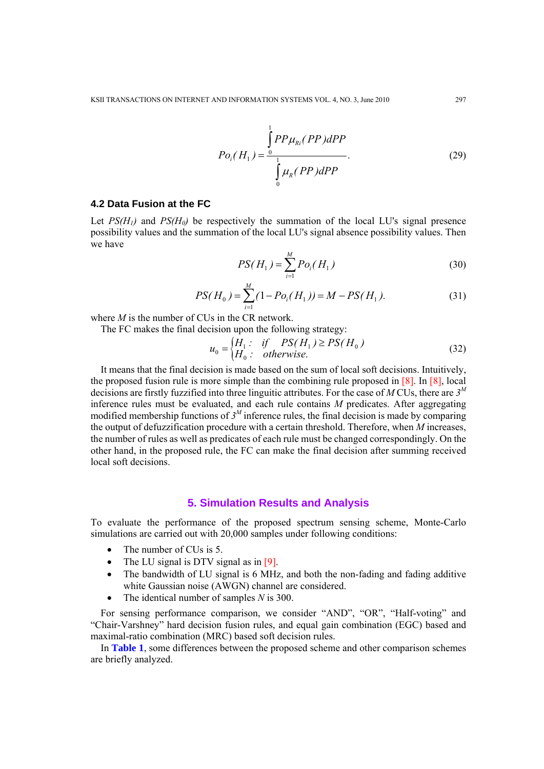$$Po_i(H_1) = \frac{\int_0^1 PP\mu_{Ri}(PP)dPP}{\int_0^1 \mu_R(PP)dPP}. \tag{29}$$

### 4.2 Data Fusion at the FC

Let $PS(H_1)$ and $PS(H_0)$ be respectively the summation of the local LU's signal presence possibility values and the summation of the local LU's signal absence possibility values. Then we have

$$PS(H_1) = \sum_{i=1}^{M} Po_i(H_1) \tag{30}$$

$$PS(H_0) = \sum_{i=1}^{M} (1 - Po_i(H_1)) = M - PS(H_1). \tag{31}$$

where $M$ is the number of CUs in the CR network.

The FC makes the final decision upon the following strategy:

$$u_0 = \begin{cases} H_1: & if \quad PS(H_1) \geq PS(H_0) \\ H_0: & otherwise. \end{cases} \tag{32}$$

It means that the final decision is made based on the sum of local soft decisions. Intuitively, the proposed fusion rule is more simple than the combining rule proposed in [8]. In [8], local decisions are firstly fuzzified into three linguitic attributes. For the case of $M$ CUs, there are $3^M$ inference rules must be evaluated, and each rule contains $M$ predicates. After aggregating modified membership functions of $3^M$ inference rules, the final decision is made by comparing the output of defuzzification procedure with a certain threshold. Therefore, when $M$ increases, the number of rules as well as predicates of each rule must be changed correspondingly. On the other hand, in the proposed rule, the FC can make the final decision after summing received local soft decisions.

## 5. Simulation Results and Analysis

To evaluate the performance of the proposed spectrum sensing scheme, Monte-Carlo simulations are carried out with 20,000 samples under following conditions:

- The number of CUs is 5.
- The LU signal is DTV signal as in [9].
- The bandwidth of LU signal is 6 MHz, and both the non-fading and fading additive white Gaussian noise (AWGN) channel are considered.
- The identical number of samples $N$ is 300.

For sensing performance comparison, we consider "AND", "OR", "Half-voting" and "Chair-Varshney" hard decision fusion rules, and equal gain combination (EGC) based and maximal-ratio combination (MRC) based soft decision rules.

In **Table 1**, some differences between the proposed scheme and other comparison schemes are briefly analyzed.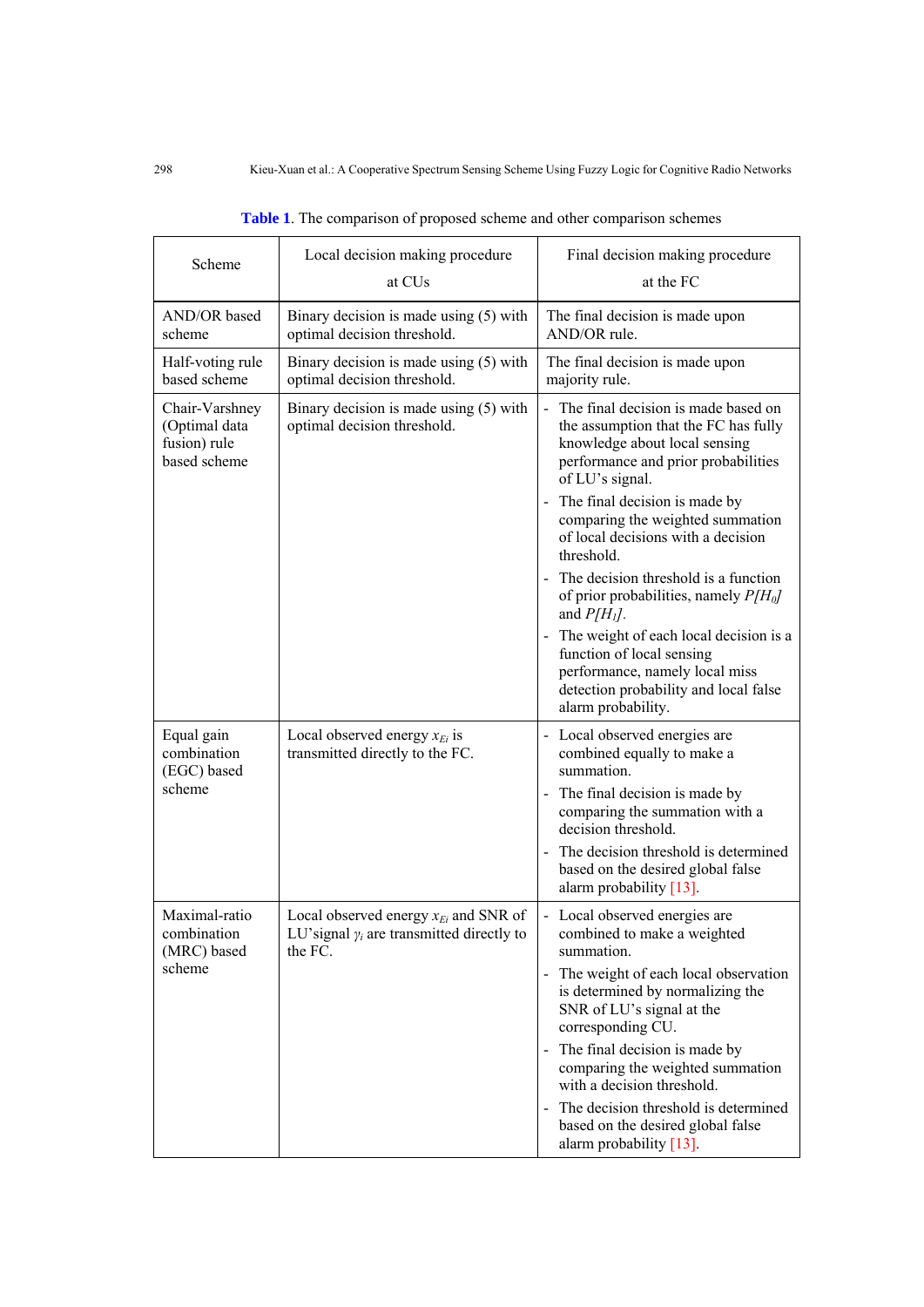**Table 1**. The comparison of proposed scheme and other comparison schemes

| Scheme | Local decision making procedure at CUs | Final decision making procedure at the FC |
|---|---|---|
| AND/OR based scheme | Binary decision is made using (5) with optimal decision threshold. | The final decision is made upon AND/OR rule. |
| Half-voting rule based scheme | Binary decision is made using (5) with optimal decision threshold. | The final decision is made upon majority rule. |
| Chair-Varshney (Optimal data fusion) rule based scheme | Binary decision is made using (5) with optimal decision threshold. | - The final decision is made based on the assumption that the FC has fully knowledge about local sensing performance and prior probabilities of LU's signal.<br>- The final decision is made by comparing the weighted summation of local decisions with a decision threshold.<br>- The decision threshold is a function of prior probabilities, namely $P[H_0]$ and $P[H_1]$.<br>- The weight of each local decision is a function of local sensing performance, namely local miss detection probability and local false alarm probability. |
| Equal gain combination (EGC) based scheme | Local observed energy $x_{Ei}$ is transmitted directly to the FC. | - Local observed energies are combined equally to make a summation.<br>- The final decision is made by comparing the summation with a decision threshold.<br>- The decision threshold is determined based on the desired global false alarm probability [13]. |
| Maximal-ratio combination (MRC) based scheme | Local observed energy $x_{Ei}$ and SNR of LU'signal $\gamma_i$ are transmitted directly to the FC. | - Local observed energies are combined to make a weighted summation.<br>- The weight of each local observation is determined by normalizing the SNR of LU's signal at the corresponding CU.<br>- The final decision is made by comparing the weighted summation with a decision threshold.<br>- The decision threshold is determined based on the desired global false alarm probability [13]. |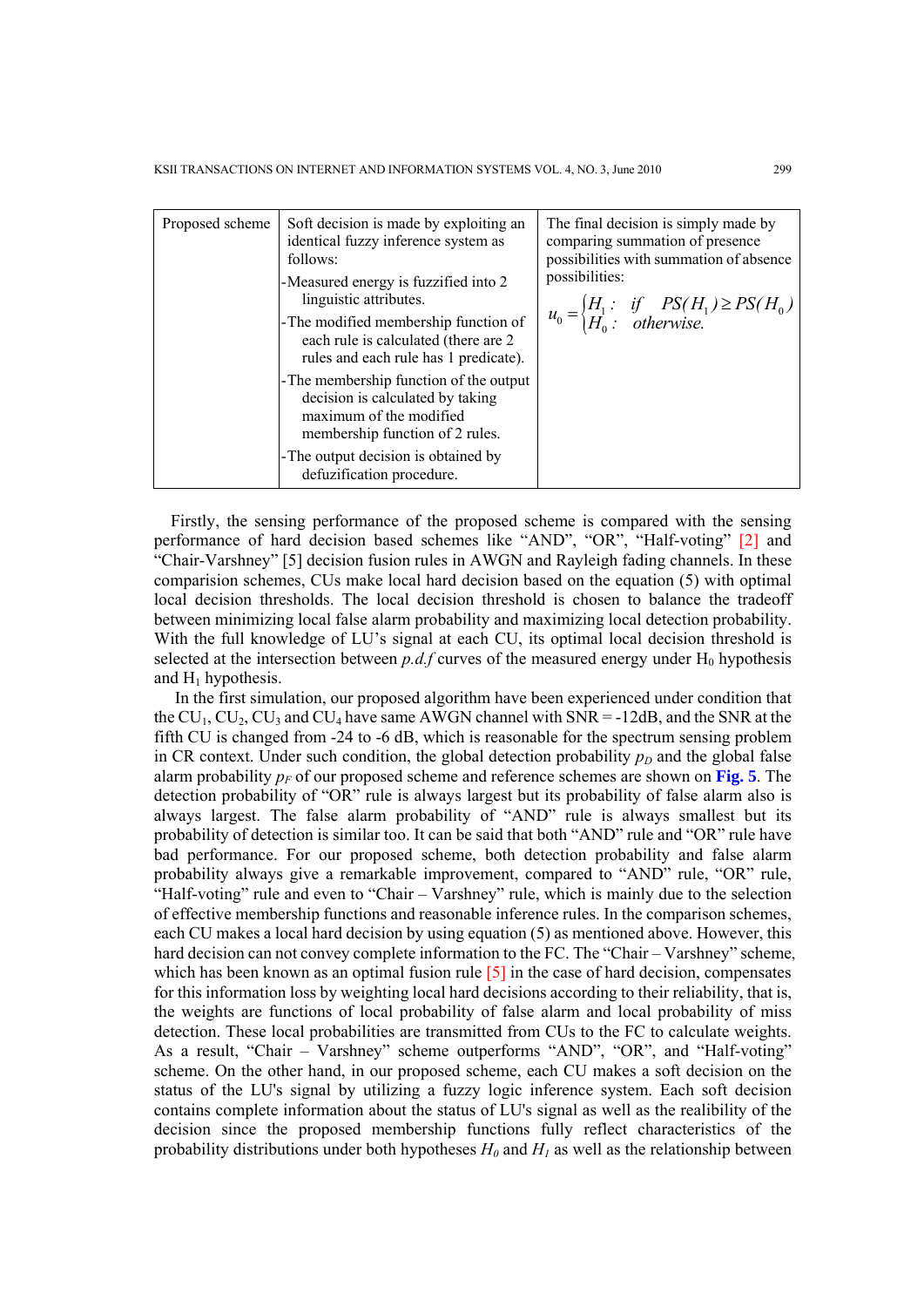| Proposed scheme | Soft decision is made by exploiting an identical fuzzy inference system as follows:<br>-Measured energy is fuzzified into 2 linguistic attributes.<br>-The modified membership function of each rule is calculated (there are 2 rules and each rule has 1 predicate).<br>-The membership function of the output decision is calculated by taking maximum of the modified membership function of 2 rules.<br>-The output decision is obtained by defuzification procedure. | The final decision is simply made by comparing summation of presence possibilities with summation of absence possibilities:<br>$u_0 = \begin{cases} H_1 : & if \quad PS(H_1) \geq PS(H_0) \\ H_0 : & otherwise. \end{cases}$ |
|---|---|---|

Firstly, the sensing performance of the proposed scheme is compared with the sensing performance of hard decision based schemes like "AND", "OR", "Half-voting" [2] and "Chair-Varshney" [5] decision fusion rules in AWGN and Rayleigh fading channels. In these comparision schemes, CUs make local hard decision based on the equation (5) with optimal local decision thresholds. The local decision threshold is chosen to balance the tradeoff between minimizing local false alarm probability and maximizing local detection probability. With the full knowledge of LU's signal at each CU, its optimal local decision threshold is selected at the intersection between *p.d.f* curves of the measured energy under $H_0$ hypothesis and $H_1$ hypothesis.

In the first simulation, our proposed algorithm have been experienced under condition that the $CU_1$, $CU_2$, $CU_3$ and $CU_4$ have same AWGN channel with SNR = -12dB, and the SNR at the fifth CU is changed from -24 to -6 dB, which is reasonable for the spectrum sensing problem in CR context. Under such condition, the global detection probability $p_D$ and the global false alarm probability $p_F$ of our proposed scheme and reference schemes are shown on **Fig. 5**. The detection probability of "OR" rule is always largest but its probability of false alarm also is always largest. The false alarm probability of "AND" rule is always smallest but its probability of detection is similar too. It can be said that both "AND" rule and "OR" rule have bad performance. For our proposed scheme, both detection probability and false alarm probability always give a remarkable improvement, compared to "AND" rule, "OR" rule, "Half-voting" rule and even to "Chair – Varshney" rule, which is mainly due to the selection of effective membership functions and reasonable inference rules. In the comparison schemes, each CU makes a local hard decision by using equation (5) as mentioned above. However, this hard decision can not convey complete information to the FC. The "Chair – Varshney" scheme, which has been known as an optimal fusion rule [5] in the case of hard decision, compensates for this information loss by weighting local hard decisions according to their reliability, that is, the weights are functions of local probability of false alarm and local probability of miss detection. These local probabilities are transmitted from CUs to the FC to calculate weights. As a result, "Chair – Varshney" scheme outperforms "AND", "OR", and "Half-voting" scheme. On the other hand, in our proposed scheme, each CU makes a soft decision on the status of the LU's signal by utilizing a fuzzy logic inference system. Each soft decision contains complete information about the status of LU's signal as well as the realibility of the decision since the proposed membership functions fully reflect characteristics of the probability distributions under both hypotheses $H_0$ and $H_1$ as well as the relationship between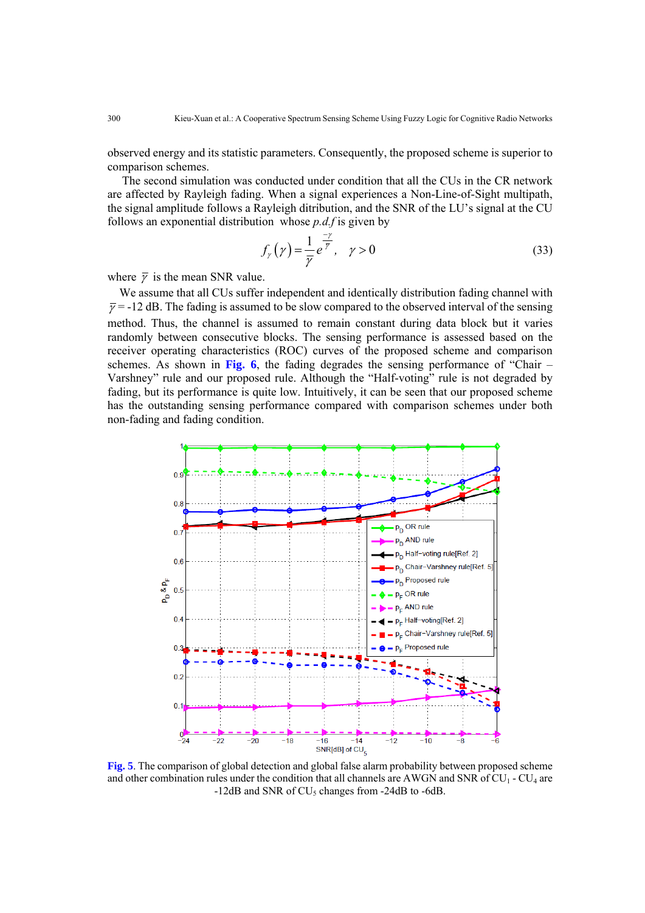observed energy and its statistic parameters. Consequently, the proposed scheme is superior to comparison schemes.

The second simulation was conducted under condition that all the CUs in the CR network are affected by Rayleigh fading. When a signal experiences a Non-Line-of-Sight multipath, the signal amplitude follows a Rayleigh ditribution, and the SNR of the LU's signal at the CU follows an exponential distribution whose *p.d.f* is given by

$$f_{\gamma}(\gamma) = \frac{1}{\bar{\gamma}} e^{\frac{-\gamma}{\bar{\gamma}}}, \quad \gamma > 0 \tag{33}$$

where $\bar{\gamma}$ is the mean SNR value.

We assume that all CUs suffer independent and identically distribution fading channel with $\bar{\gamma}$ = -12 dB. The fading is assumed to be slow compared to the observed interval of the sensing method. Thus, the channel is assumed to remain constant during data block but it varies randomly between consecutive blocks. The sensing performance is assessed based on the receiver operating characteristics (ROC) curves of the proposed scheme and comparison schemes. As shown in **Fig. 6**, the fading degrades the sensing performance of "Chair – Varshney" rule and our proposed rule. Although the "Half-voting" rule is not degraded by fading, but its performance is quite low. Intuitively, it can be seen that our proposed scheme has the outstanding sensing performance compared with comparison schemes under both non-fading and fading condition.

**Fig. 5**. The comparison of global detection and global false alarm probability between proposed scheme and other combination rules under the condition that all channels are AWGN and SNR of $CU_1$ - $CU_4$ are -12dB and SNR of $CU_5$ changes from -24dB to -6dB.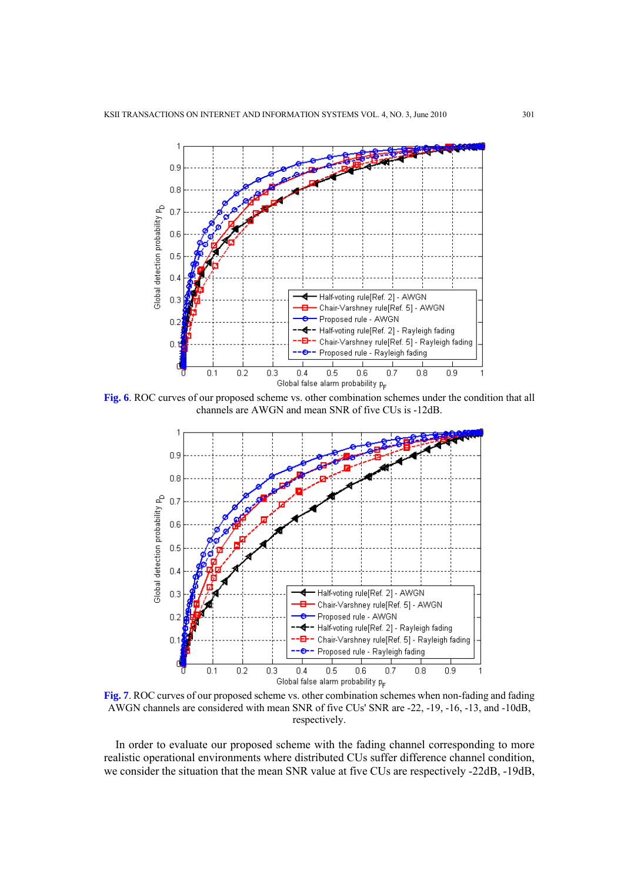**Fig. 6**. ROC curves of our proposed scheme vs. other combination schemes under the condition that all channels are AWGN and mean SNR of five CUs is -12dB.

**Fig. 7**. ROC curves of our proposed scheme vs. other combination schemes when non-fading and fading AWGN channels are considered with mean SNR of five CUs' SNR are -22, -19, -16, -13, and -10dB, respectively.

In order to evaluate our proposed scheme with the fading channel corresponding to more realistic operational environments where distributed CUs suffer difference channel condition, we consider the situation that the mean SNR value at five CUs are respectively -22dB, -19dB,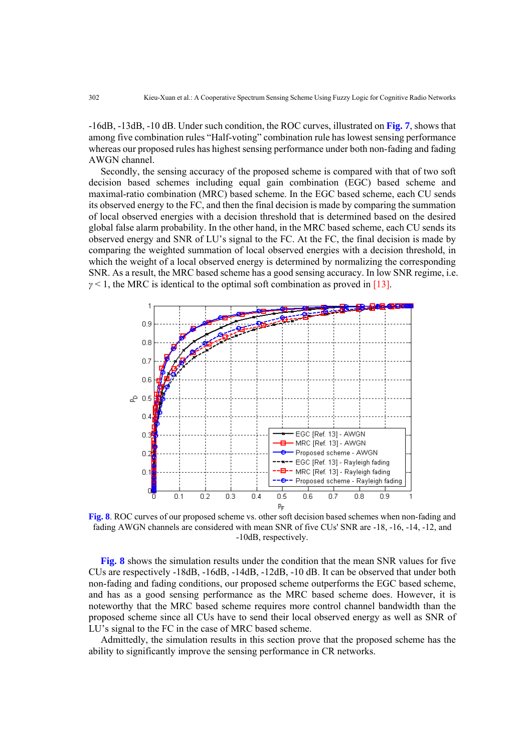-16dB, -13dB, -10 dB. Under such condition, the ROC curves, illustrated on **Fig. 7**, shows that among five combination rules "Half-voting" combination rule has lowest sensing performance whereas our proposed rules has highest sensing performance under both non-fading and fading AWGN channel.

Secondly, the sensing accuracy of the proposed scheme is compared with that of two soft decision based schemes including equal gain combination (EGC) based scheme and maximal-ratio combination (MRC) based scheme. In the EGC based scheme, each CU sends its observed energy to the FC, and then the final decision is made by comparing the summation of local observed energies with a decision threshold that is determined based on the desired global false alarm probability. In the other hand, in the MRC based scheme, each CU sends its observed energy and SNR of LU's signal to the FC. At the FC, the final decision is made by comparing the weighted summation of local observed energies with a decision threshold, in which the weight of a local observed energy is determined by normalizing the corresponding SNR. As a result, the MRC based scheme has a good sensing accuracy. In low SNR regime, i.e. $\gamma < 1$, the MRC is identical to the optimal soft combination as proved in [13].

**Fig. 8**. ROC curves of our proposed scheme vs. other soft decision based schemes when non-fading and fading AWGN channels are considered with mean SNR of five CUs' SNR are -18, -16, -14, -12, and -10dB, respectively.

**Fig. 8** shows the simulation results under the condition that the mean SNR values for five CUs are respectively -18dB, -16dB, -14dB, -12dB, -10 dB. It can be observed that under both non-fading and fading conditions, our proposed scheme outperforms the EGC based scheme, and has as a good sensing performance as the MRC based scheme does. However, it is noteworthy that the MRC based scheme requires more control channel bandwidth than the proposed scheme since all CUs have to send their local observed energy as well as SNR of LU's signal to the FC in the case of MRC based scheme.

Admittedly, the simulation results in this section prove that the proposed scheme has the ability to significantly improve the sensing performance in CR networks.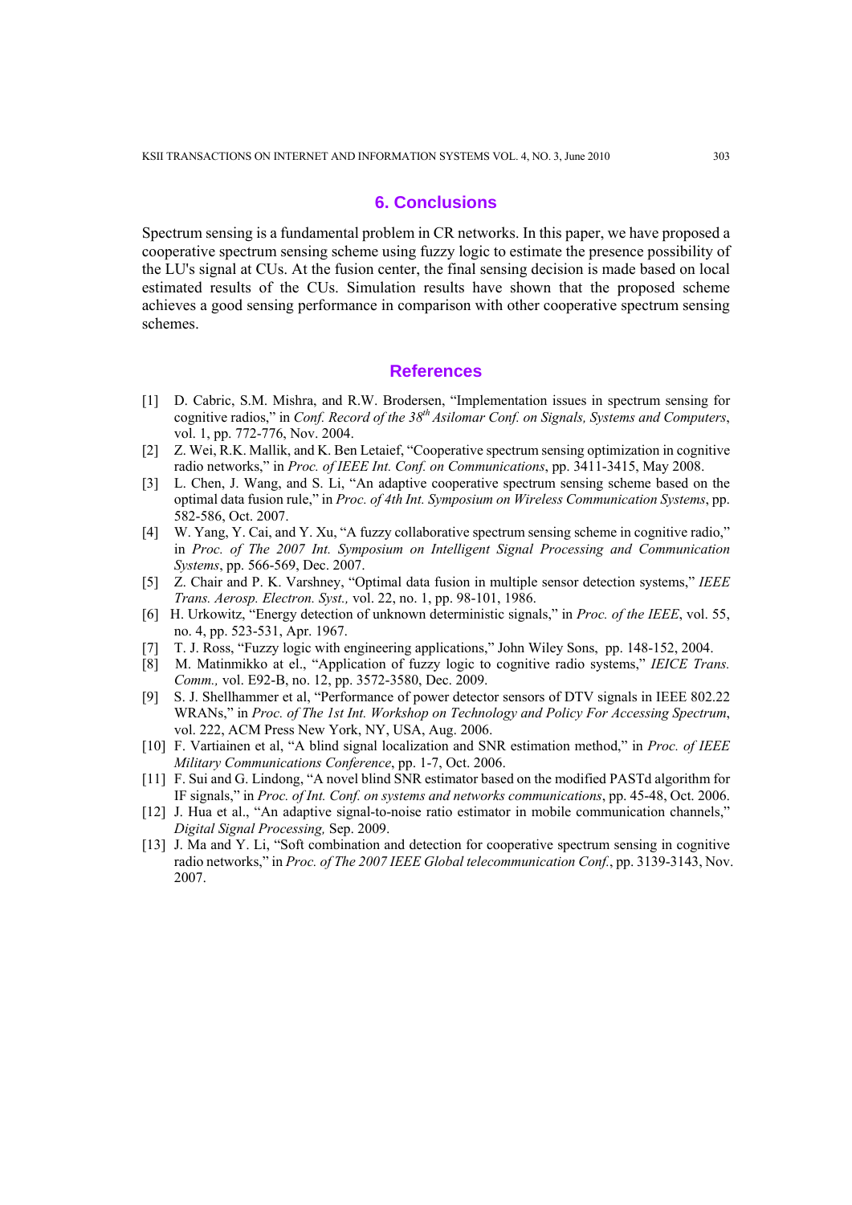## 6. Conclusions

Spectrum sensing is a fundamental problem in CR networks. In this paper, we have proposed a cooperative spectrum sensing scheme using fuzzy logic to estimate the presence possibility of the LU's signal at CUs. At the fusion center, the final sensing decision is made based on local estimated results of the CUs. Simulation results have shown that the proposed scheme achieves a good sensing performance in comparison with other cooperative spectrum sensing schemes.

## References

[1] D. Cabric, S.M. Mishra, and R.W. Brodersen, "Implementation issues in spectrum sensing for cognitive radios," in *Conf. Record of the 38th Asilomar Conf. on Signals, Systems and Computers*, vol. 1, pp. 772-776, Nov. 2004.

[2] Z. Wei, R.K. Mallik, and K. Ben Letaief, "Cooperative spectrum sensing optimization in cognitive radio networks," in *Proc. of IEEE Int. Conf. on Communications*, pp. 3411-3415, May 2008.

[3] L. Chen, J. Wang, and S. Li, "An adaptive cooperative spectrum sensing scheme based on the optimal data fusion rule," in *Proc. of 4th Int. Symposium on Wireless Communication Systems*, pp. 582-586, Oct. 2007.

[4] W. Yang, Y. Cai, and Y. Xu, "A fuzzy collaborative spectrum sensing scheme in cognitive radio," in *Proc. of The 2007 Int. Symposium on Intelligent Signal Processing and Communication Systems*, pp. 566-569, Dec. 2007.

[5] Z. Chair and P. K. Varshney, "Optimal data fusion in multiple sensor detection systems," *IEEE Trans. Aerosp. Electron. Syst.,* vol. 22, no. 1, pp. 98-101, 1986.

[6] H. Urkowitz, "Energy detection of unknown deterministic signals," in *Proc. of the IEEE*, vol. 55, no. 4, pp. 523-531, Apr. 1967.

[7] T. J. Ross, "Fuzzy logic with engineering applications," John Wiley Sons, pp. 148-152, 2004.

[8] M. Matinmikko at el., "Application of fuzzy logic to cognitive radio systems," *IEICE Trans. Comm.,* vol. E92-B, no. 12, pp. 3572-3580, Dec. 2009.

[9] S. J. Shellhammer et al, "Performance of power detector sensors of DTV signals in IEEE 802.22 WRANs," in *Proc. of The 1st Int. Workshop on Technology and Policy For Accessing Spectrum*, vol. 222, ACM Press New York, NY, USA, Aug. 2006.

[10] F. Vartiainen et al, "A blind signal localization and SNR estimation method," in *Proc. of IEEE Military Communications Conference*, pp. 1-7, Oct. 2006.

[11] F. Sui and G. Lindong, "A novel blind SNR estimator based on the modified PASTd algorithm for IF signals," in *Proc. of Int. Conf. on systems and networks communications*, pp. 45-48, Oct. 2006.

[12] J. Hua et al., "An adaptive signal-to-noise ratio estimator in mobile communication channels," *Digital Signal Processing,* Sep. 2009.

[13] J. Ma and Y. Li, "Soft combination and detection for cooperative spectrum sensing in cognitive radio networks," in *Proc. of The 2007 IEEE Global telecommunication Conf.*, pp. 3139-3143, Nov. 2007.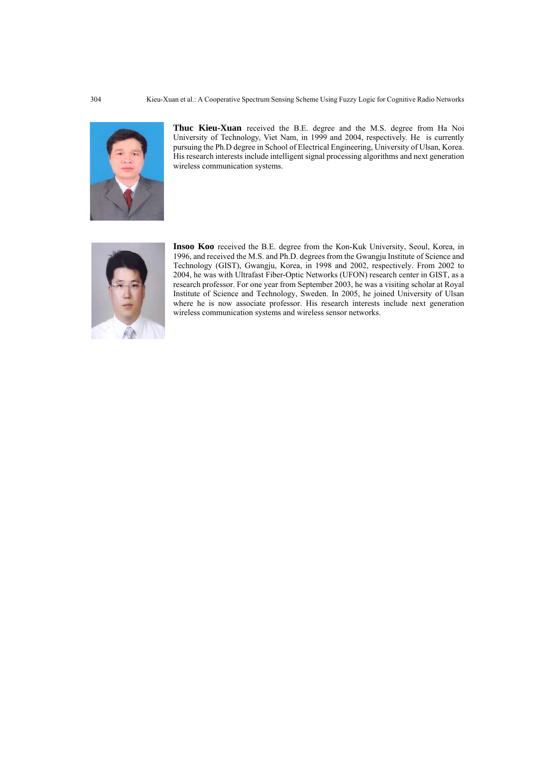**Thuc Kieu-Xuan** received the B.E. degree and the M.S. degree from Ha Noi University of Technology, Viet Nam, in 1999 and 2004, respectively. He is currently pursuing the Ph.D degree in School of Electrical Engineering, University of Ulsan, Korea. His research interests include intelligent signal processing algorithms and next generation wireless communication systems.

**Insoo Koo** received the B.E. degree from the Kon-Kuk University, Seoul, Korea, in 1996, and received the M.S. and Ph.D. degrees from the Gwangju Institute of Science and Technology (GIST), Gwangju, Korea, in 1998 and 2002, respectively. From 2002 to 2004, he was with Ultrafast Fiber-Optic Networks (UFON) research center in GIST, as a research professor. For one year from September 2003, he was a visiting scholar at Royal Institute of Science and Technology, Sweden. In 2005, he joined University of Ulsan where he is now associate professor. His research interests include next generation wireless communication systems and wireless sensor networks.